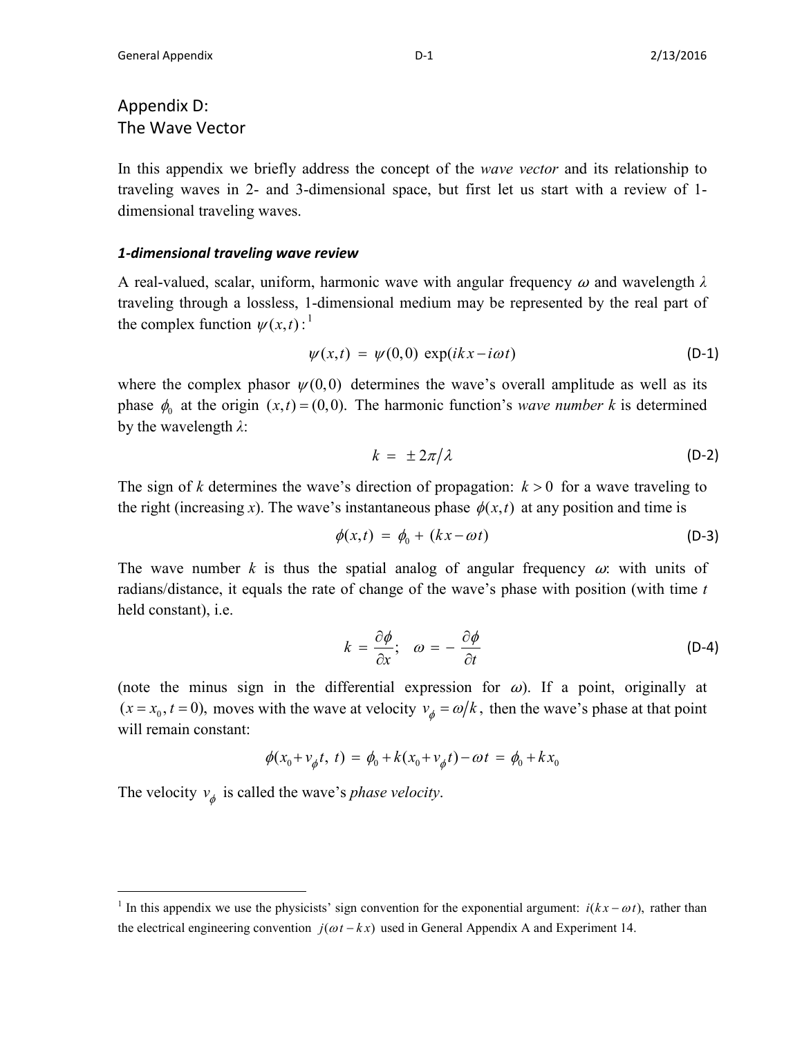# Appendix D: The Wave Vector

In this appendix we briefly address the concept of the *wave vector* and its relationship to traveling waves in 2- and 3-dimensional space, but first let us start with a review of 1-dimensional traveling waves.

### *1-dimensional traveling wave review*

A real-valued, scalar, uniform, harmonic wave with angular frequency $\omega$ and wavelength $\lambda$ traveling through a lossless, 1-dimensional medium may be represented by the real part of the complex function $\psi(x,t)$:[1]

$$\psi(x,t) \;=\; \psi(0,0)\;\exp(ikx - i\omega t) \tag{D-1}$$

where the complex phasor $\psi(0,0)$ determines the wave's overall amplitude as well as its phase $\phi_0$ at the origin $(x,t)=(0,0)$. The harmonic function's *wave number k* is determined by the wavelength $\lambda$:

$$k \;=\; \pm 2\pi/\lambda \tag{D-2}$$

The sign of $k$ determines the wave's direction of propagation: $k > 0$ for a wave traveling to the right (increasing $x$). The wave's instantaneous phase $\phi(x,t)$ at any position and time is

$$\phi(x,t) \;=\; \phi_0 + (kx - \omega t) \tag{D-3}$$

The wave number $k$ is thus the spatial analog of angular frequency $\omega$: with units of radians/distance, it equals the rate of change of the wave's phase with position (with time $t$ held constant), i.e.

$$k \;=\; \frac{\partial \phi}{\partial x}; \quad \omega \;=\; -\frac{\partial \phi}{\partial t} \tag{D-4}$$

(note the minus sign in the differential expression for $\omega$). If a point, originally at $(x = x_0, t = 0)$, moves with the wave at velocity $v_\phi = \omega/k$, then the wave's phase at that point will remain constant:

$$\phi(x_0 + v_\phi t,\; t) \;=\; \phi_0 + k(x_0 + v_\phi t) - \omega t \;=\; \phi_0 + kx_0$$

The velocity $v_\phi$ is called the wave's *phase velocity*.

---

[1] In this appendix we use the physicists' sign convention for the exponential argument: $i(kx - \omega t)$, rather than the electrical engineering convention $j(\omega t - kx)$ used in General Appendix A and Experiment 14.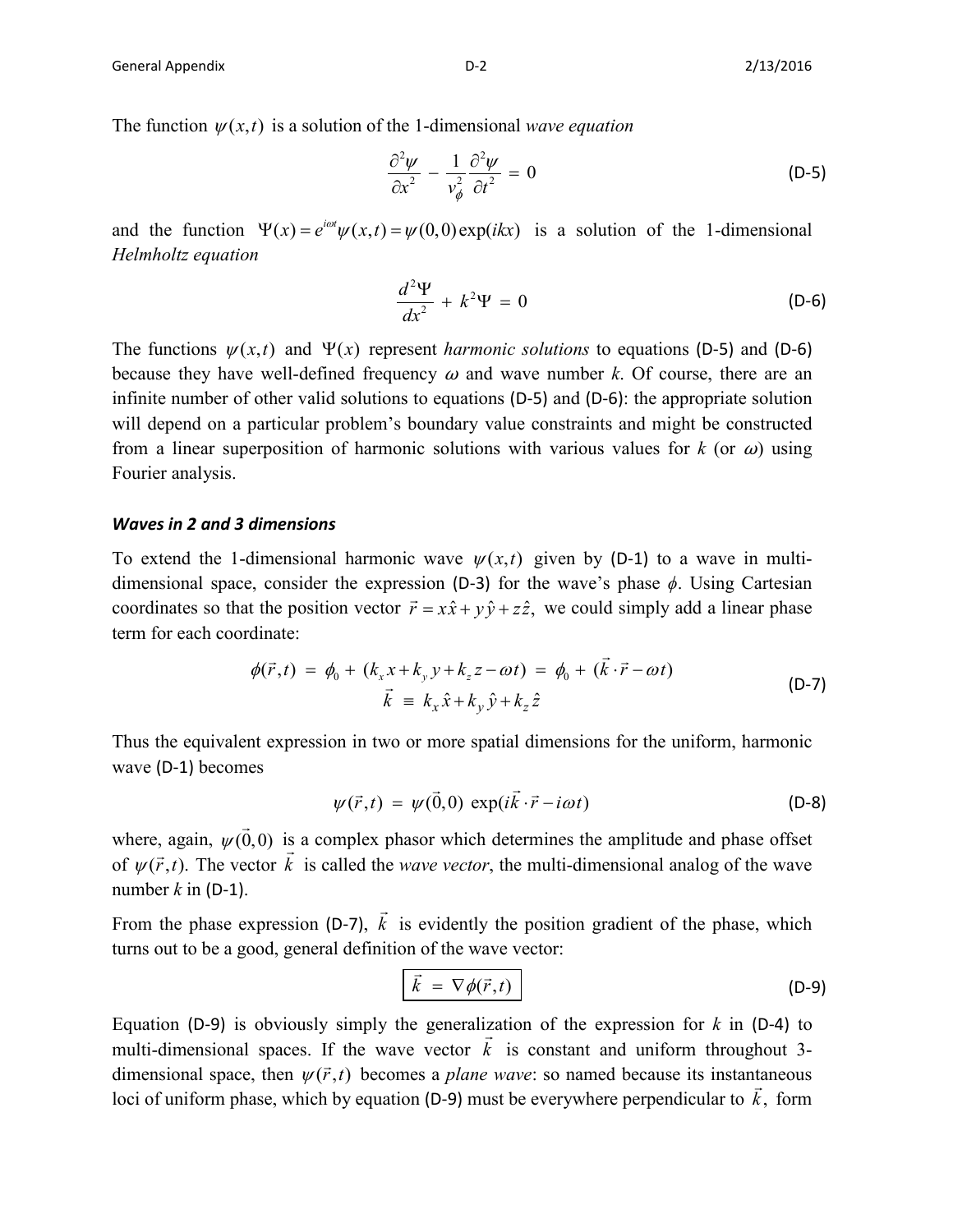The function $\psi(x,t)$ is a solution of the 1-dimensional *wave equation*

$$\frac{\partial^2 \psi}{\partial x^2} - \frac{1}{v_\phi^2}\frac{\partial^2 \psi}{\partial t^2} = 0 \tag{D-5}$$

and the function $\Psi(x) = e^{i\omega t}\psi(x,t) = \psi(0,0)\exp(ikx)$ is a solution of the 1-dimensional *Helmholtz equation*

$$\frac{d^2\Psi}{dx^2} + k^2\Psi = 0 \tag{D-6}$$

The functions $\psi(x,t)$ and $\Psi(x)$ represent *harmonic solutions* to equations (D-5) and (D-6) because they have well-defined frequency $\omega$ and wave number $k$. Of course, there are an infinite number of other valid solutions to equations (D-5) and (D-6): the appropriate solution will depend on a particular problem's boundary value constraints and might be constructed from a linear superposition of harmonic solutions with various values for $k$ (or $\omega$) using Fourier analysis.

### *Waves in 2 and 3 dimensions*

To extend the 1-dimensional harmonic wave $\psi(x,t)$ given by (D-1) to a wave in multi-dimensional space, consider the expression (D-3) for the wave's phase $\phi$. Using Cartesian coordinates so that the position vector $\vec{r} = x\hat{x} + y\hat{y} + z\hat{z}$, we could simply add a linear phase term for each coordinate:

$$\begin{gathered}\phi(\vec{r},t) = \phi_0 + (k_x x + k_y y + k_z z - \omega t) = \phi_0 + (\vec{k}\cdot\vec{r} - \omega t) \\ \vec{k} \equiv k_x\hat{x} + k_y\hat{y} + k_z\hat{z}\end{gathered} \tag{D-7}$$

Thus the equivalent expression in two or more spatial dimensions for the uniform, harmonic wave (D-1) becomes

$$\psi(\vec{r},t) = \psi(\vec{0},0)\ \exp(i\vec{k}\cdot\vec{r} - i\omega t) \tag{D-8}$$

where, again, $\psi(\vec{0},0)$ is a complex phasor which determines the amplitude and phase offset of $\psi(\vec{r},t)$. The vector $\vec{k}$ is called the *wave vector*, the multi-dimensional analog of the wave number $k$ in (D-1).

From the phase expression (D-7), $\vec{k}$ is evidently the position gradient of the phase, which turns out to be a good, general definition of the wave vector:

$$\boxed{\vec{k} = \nabla\phi(\vec{r},t)} \tag{D-9}$$

Equation (D-9) is obviously simply the generalization of the expression for $k$ in (D-4) to multi-dimensional spaces. If the wave vector $\vec{k}$ is constant and uniform throughout 3-dimensional space, then $\psi(\vec{r},t)$ becomes a *plane wave*: so named because its instantaneous loci of uniform phase, which by equation (D-9) must be everywhere perpendicular to $\vec{k}$, form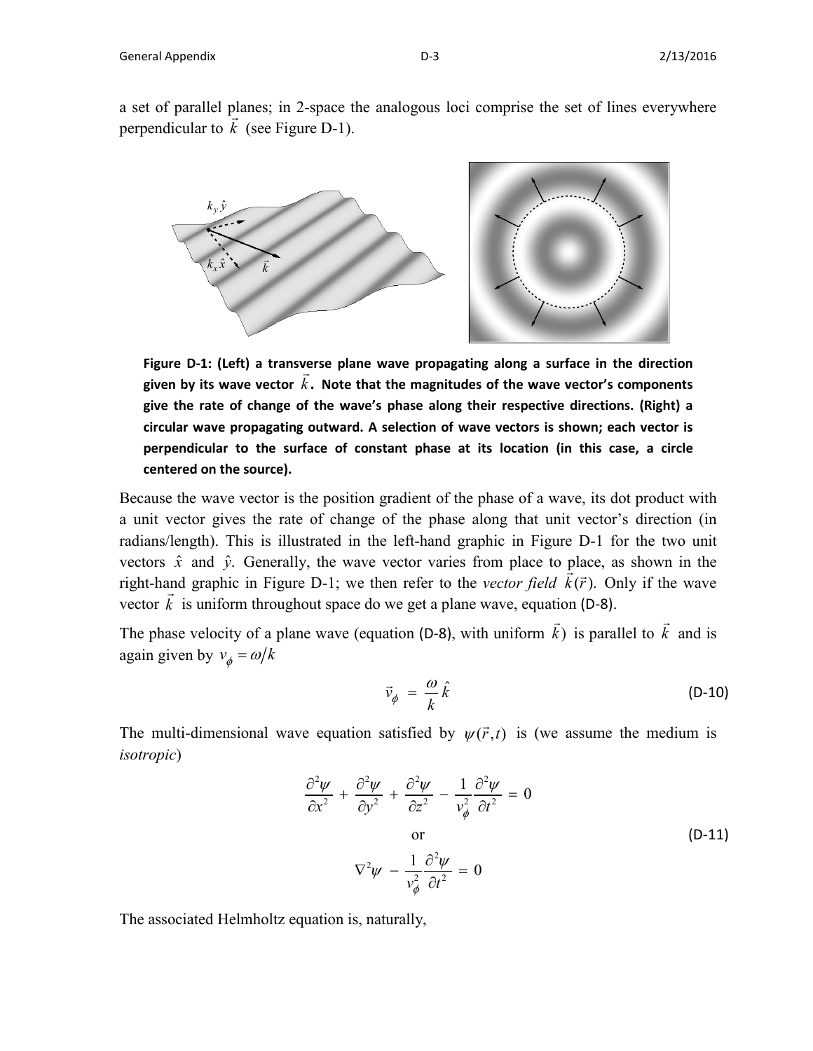a set of parallel planes; in 2-space the analogous loci comprise the set of lines everywhere perpendicular to $\vec{k}$ (see Figure D-1).

**Figure D-1: (Left) a transverse plane wave propagating along a surface in the direction given by its wave vector $\vec{k}$. Note that the magnitudes of the wave vector's components give the rate of change of the wave's phase along their respective directions. (Right) a circular wave propagating outward. A selection of wave vectors is shown; each vector is perpendicular to the surface of constant phase at its location (in this case, a circle centered on the source).**

Because the wave vector is the position gradient of the phase of a wave, its dot product with a unit vector gives the rate of change of the phase along that unit vector's direction (in radians/length). This is illustrated in the left-hand graphic in Figure D-1 for the two unit vectors $\hat{x}$ and $\hat{y}$. Generally, the wave vector varies from place to place, as shown in the right-hand graphic in Figure D-1; we then refer to the *vector field* $\vec{k}(\vec{r})$. Only if the wave vector $\vec{k}$ is uniform throughout space do we get a plane wave, equation (D-8).

The phase velocity of a plane wave (equation (D-8), with uniform $\vec{k}$) is parallel to $\vec{k}$ and is again given by $v_\phi = \omega / k$

$$\vec{v}_\phi = \frac{\omega}{k}\hat{k} \tag{D-10}$$

The multi-dimensional wave equation satisfied by $\psi(\vec{r},t)$ is (we assume the medium is *isotropic*)

$$\frac{\partial^2 \psi}{\partial x^2} + \frac{\partial^2 \psi}{\partial y^2} + \frac{\partial^2 \psi}{\partial z^2} - \frac{1}{v_\phi^2}\frac{\partial^2 \psi}{\partial t^2} = 0$$

or (D-11)

$$\nabla^2 \psi - \frac{1}{v_\phi^2}\frac{\partial^2 \psi}{\partial t^2} = 0$$

The associated Helmholtz equation is, naturally,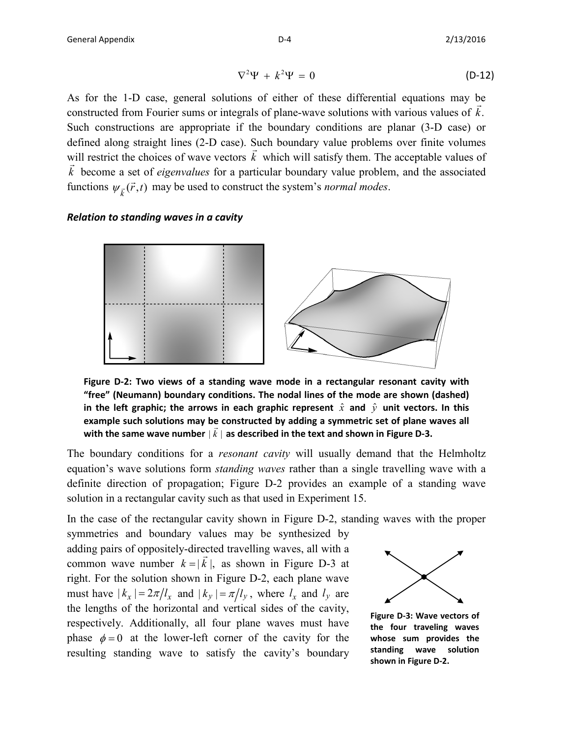$$\nabla^2 \Psi + k^2 \Psi = 0 \tag{D-12}$$

As for the 1-D case, general solutions of either of these differential equations may be constructed from Fourier sums or integrals of plane-wave solutions with various values of $\vec{k}$. Such constructions are appropriate if the boundary conditions are planar (3-D case) or defined along straight lines (2-D case). Such boundary value problems over finite volumes will restrict the choices of wave vectors $\vec{k}$ which will satisfy them. The acceptable values of $\vec{k}$ become a set of *eigenvalues* for a particular boundary value problem, and the associated functions $\psi_{\vec{k}}(\vec{r},t)$ may be used to construct the system's *normal modes*.

### *Relation to standing waves in a cavity*

**Figure D-2: Two views of a standing wave mode in a rectangular resonant cavity with "free" (Neumann) boundary conditions. The nodal lines of the mode are shown (dashed) in the left graphic; the arrows in each graphic represent $\hat{x}$ and $\hat{y}$ unit vectors. In this example such solutions may be constructed by adding a symmetric set of plane waves all with the same wave number $|\vec{k}|$ as described in the text and shown in Figure D-3.**

The boundary conditions for a *resonant cavity* will usually demand that the Helmholtz equation's wave solutions form *standing waves* rather than a single travelling wave with a definite direction of propagation; Figure D-2 provides an example of a standing wave solution in a rectangular cavity such as that used in Experiment 15.

In the case of the rectangular cavity shown in Figure D-2, standing waves with the proper symmetries and boundary values may be synthesized by adding pairs of oppositely-directed travelling waves, all with a common wave number $k = |\vec{k}|$, as shown in Figure D-3 at right. For the solution shown in Figure D-2, each plane wave must have $|k_x| = 2\pi/l_x$ and $|k_y| = \pi/l_y$, where $l_x$ and $l_y$ are the lengths of the horizontal and vertical sides of the cavity, respectively. Additionally, all four plane waves must have phase $\phi = 0$ at the lower-left corner of the cavity for the resulting standing wave to satisfy the cavity's boundary

**Figure D-3: Wave vectors of the four traveling waves whose sum provides the standing wave solution shown in Figure D-2.**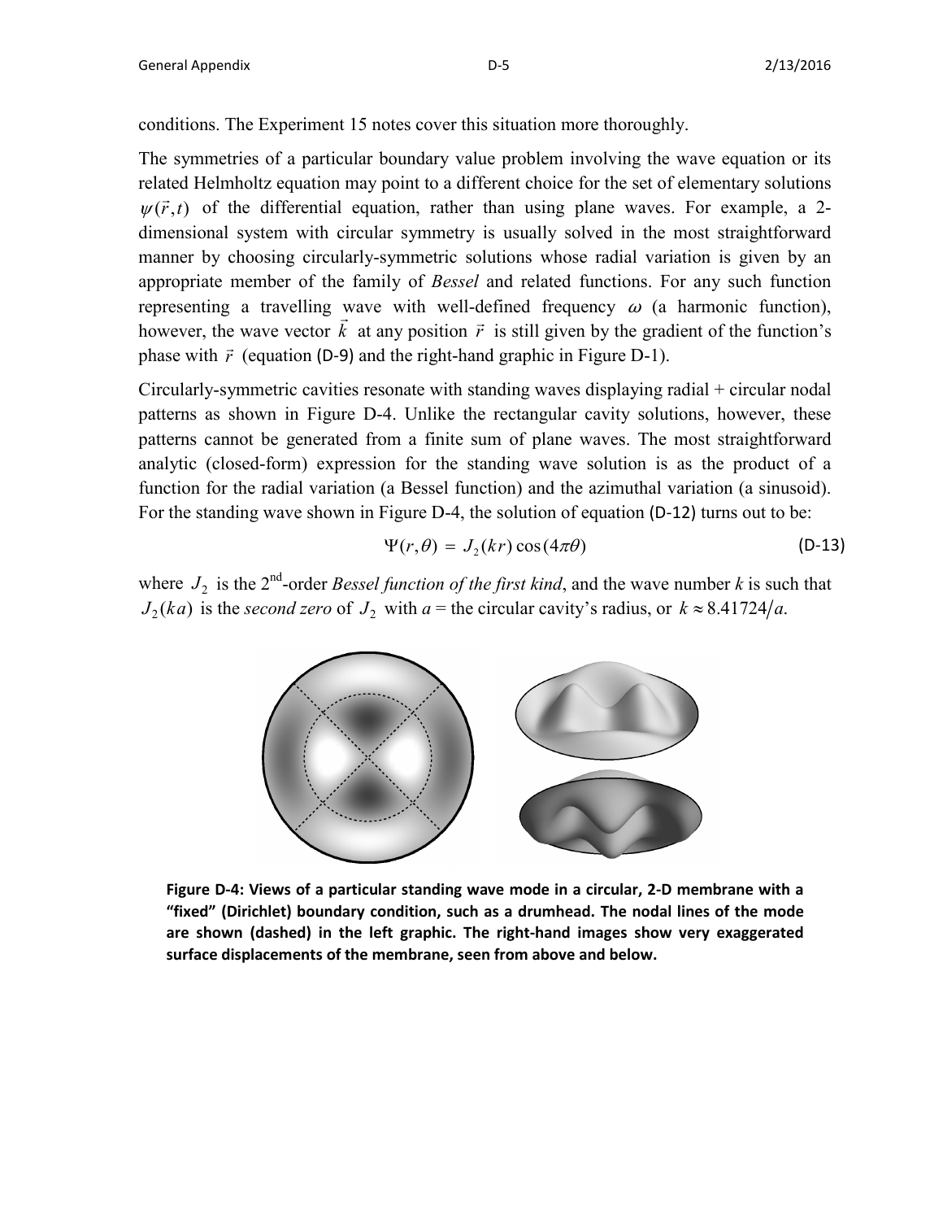conditions. The Experiment 15 notes cover this situation more thoroughly.

The symmetries of a particular boundary value problem involving the wave equation or its related Helmholtz equation may point to a different choice for the set of elementary solutions $\psi(\vec{r},t)$ of the differential equation, rather than using plane waves. For example, a 2-dimensional system with circular symmetry is usually solved in the most straightforward manner by choosing circularly-symmetric solutions whose radial variation is given by an appropriate member of the family of *Bessel* and related functions. For any such function representing a travelling wave with well-defined frequency $\omega$ (a harmonic function), however, the wave vector $\vec{k}$ at any position $\vec{r}$ is still given by the gradient of the function's phase with $\vec{r}$ (equation (D-9) and the right-hand graphic in Figure D-1).

Circularly-symmetric cavities resonate with standing waves displaying radial + circular nodal patterns as shown in Figure D-4. Unlike the rectangular cavity solutions, however, these patterns cannot be generated from a finite sum of plane waves. The most straightforward analytic (closed-form) expression for the standing wave solution is as the product of a function for the radial variation (a Bessel function) and the azimuthal variation (a sinusoid). For the standing wave shown in Figure D-4, the solution of equation (D-12) turns out to be:

$$\Psi(r,\theta) = J_2(kr)\cos(4\pi\theta) \tag{D-13}$$

where $J_2$ is the 2nd-order *Bessel function of the first kind*, and the wave number *k* is such that $J_2(ka)$ is the *second zero* of $J_2$ with $a$ = the circular cavity's radius, or $k \approx 8.41724/a$.

**Figure D-4: Views of a particular standing wave mode in a circular, 2-D membrane with a "fixed" (Dirichlet) boundary condition, such as a drumhead. The nodal lines of the mode are shown (dashed) in the left graphic. The right-hand images show very exaggerated surface displacements of the membrane, seen from above and below.**